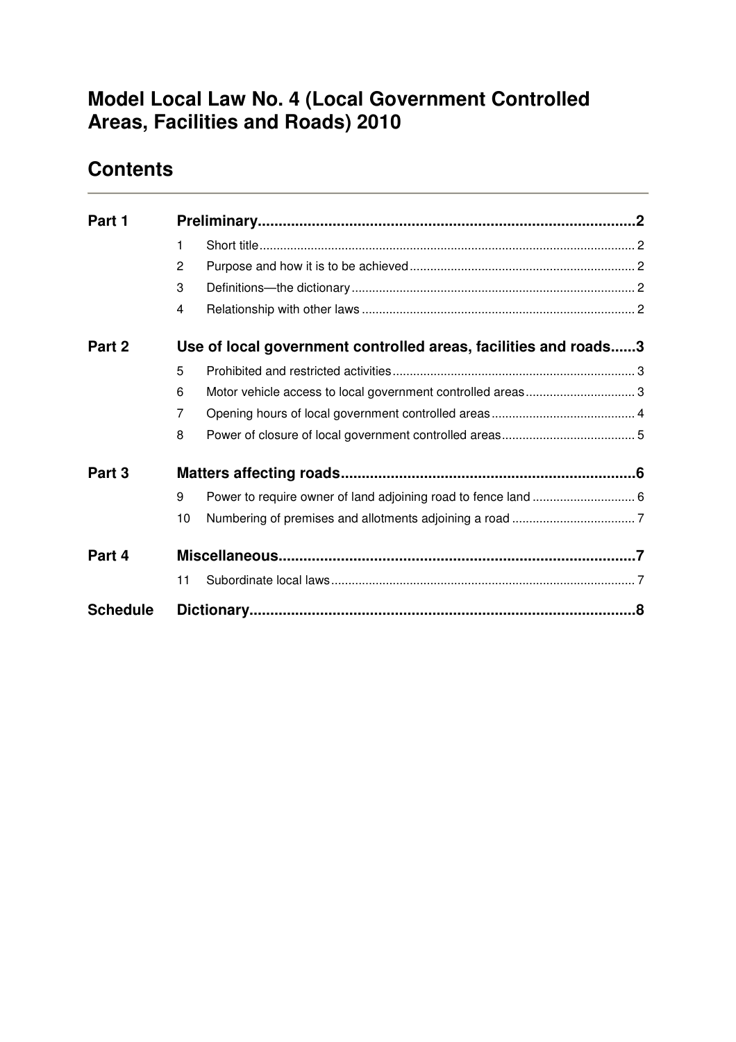# Model Local Law No. 4 (Local Government Controlled Areas, Facilities and Roads) 2010

## Contents

| | | | |
|---|---|---|---|
| **Part 1** | | **Preliminary** | **2** |
| | 1 | Short title | 2 |
| | 2 | Purpose and how it is to be achieved | 2 |
| | 3 | Definitions—the dictionary | 2 |
| | 4 | Relationship with other laws | 2 |
| **Part 2** | | **Use of local government controlled areas, facilities and roads** | **3** |
| | 5 | Prohibited and restricted activities | 3 |
| | 6 | Motor vehicle access to local government controlled areas | 3 |
| | 7 | Opening hours of local government controlled areas | 4 |
| | 8 | Power of closure of local government controlled areas | 5 |
| **Part 3** | | **Matters affecting roads** | **6** |
| | 9 | Power to require owner of land adjoining road to fence land | 6 |
| | 10 | Numbering of premises and allotments adjoining a road | 7 |
| **Part 4** | | **Miscellaneous** | **7** |
| | 11 | Subordinate local laws | 7 |
| **Schedule** | | **Dictionary** | **8** |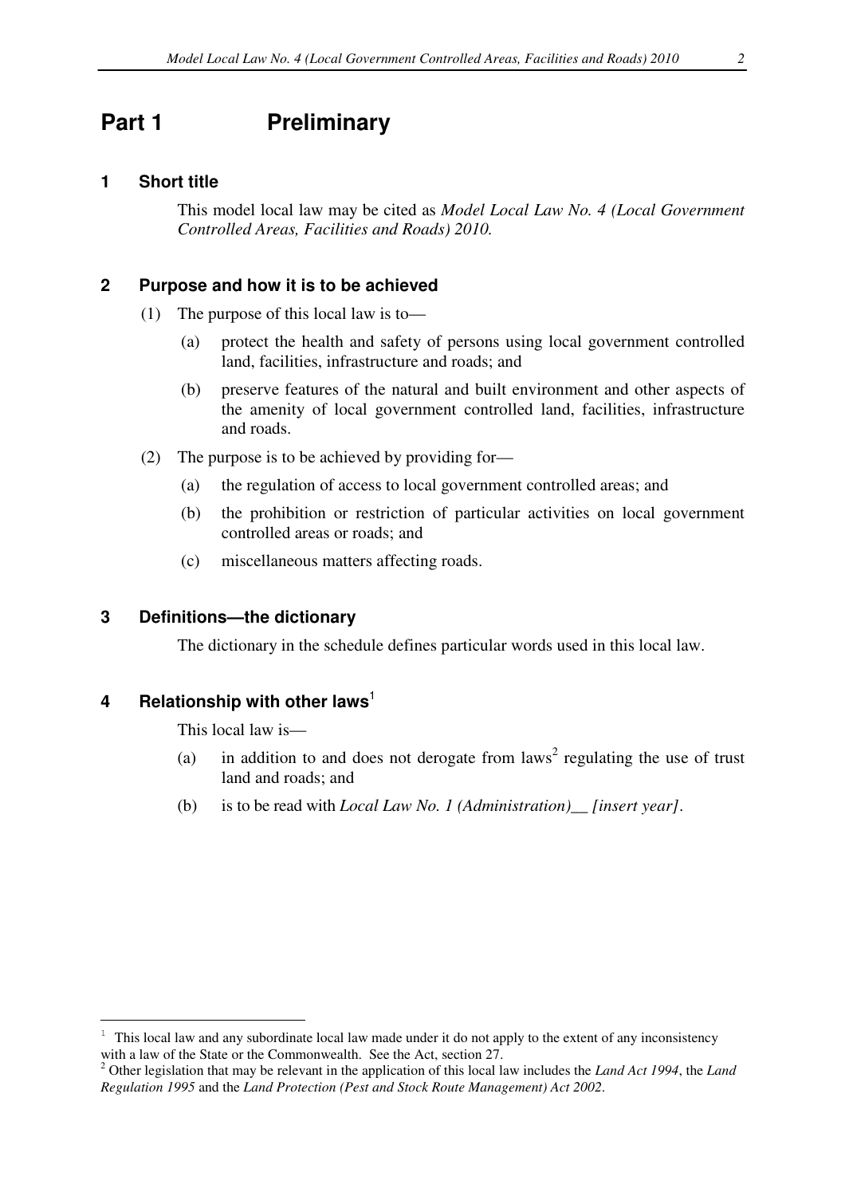# Part 1 Preliminary

## 1 Short title

This model local law may be cited as *Model Local Law No. 4 (Local Government Controlled Areas, Facilities and Roads) 2010.*

## 2 Purpose and how it is to be achieved

(1) The purpose of this local law is to—

- (a) protect the health and safety of persons using local government controlled land, facilities, infrastructure and roads; and
- (b) preserve features of the natural and built environment and other aspects of the amenity of local government controlled land, facilities, infrastructure and roads.

(2) The purpose is to be achieved by providing for—

- (a) the regulation of access to local government controlled areas; and
- (b) the prohibition or restriction of particular activities on local government controlled areas or roads; and
- (c) miscellaneous matters affecting roads.

## 3 Definitions—the dictionary

The dictionary in the schedule defines particular words used in this local law.

## 4 Relationship with other laws[1]

This local law is—

- (a) in addition to and does not derogate from laws[2] regulating the use of trust land and roads; and
- (b) is to be read with *Local Law No. 1 (Administration)__ [insert year]*.

---

[1] This local law and any subordinate local law made under it do not apply to the extent of any inconsistency with a law of the State or the Commonwealth. See the Act, section 27.

[2] Other legislation that may be relevant in the application of this local law includes the *Land Act 1994*, the *Land Regulation 1995* and the *Land Protection (Pest and Stock Route Management) Act 2002*.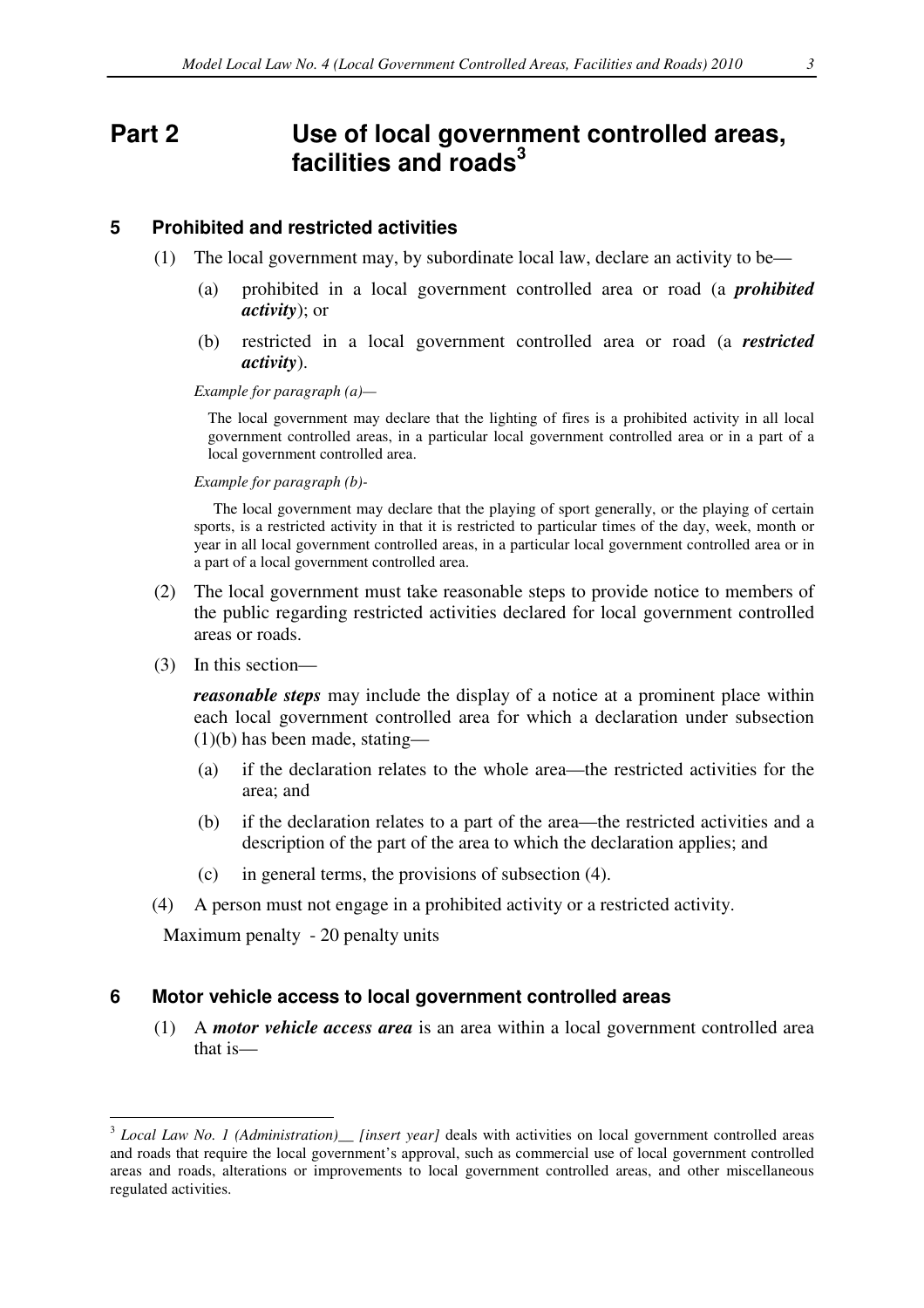# Part 2 Use of local government controlled areas, facilities and roads[3]

## 5 Prohibited and restricted activities

(1) The local government may, by subordinate local law, declare an activity to be—

(a) prohibited in a local government controlled area or road (a ***prohibited activity***); or

(b) restricted in a local government controlled area or road (a ***restricted activity***).

*Example for paragraph (a)—*

The local government may declare that the lighting of fires is a prohibited activity in all local government controlled areas, in a particular local government controlled area or in a part of a local government controlled area.

*Example for paragraph (b)-*

The local government may declare that the playing of sport generally, or the playing of certain sports, is a restricted activity in that it is restricted to particular times of the day, week, month or year in all local government controlled areas, in a particular local government controlled area or in a part of a local government controlled area.

(2) The local government must take reasonable steps to provide notice to members of the public regarding restricted activities declared for local government controlled areas or roads.

(3) In this section—

***reasonable steps*** may include the display of a notice at a prominent place within each local government controlled area for which a declaration under subsection (1)(b) has been made, stating—

(a) if the declaration relates to the whole area—the restricted activities for the area; and

(b) if the declaration relates to a part of the area—the restricted activities and a description of the part of the area to which the declaration applies; and

(c) in general terms, the provisions of subsection (4).

(4) A person must not engage in a prohibited activity or a restricted activity.

Maximum penalty - 20 penalty units

## 6 Motor vehicle access to local government controlled areas

(1) A ***motor vehicle access area*** is an area within a local government controlled area that is—

---

[3] *Local Law No. 1 (Administration)__ [insert year]* deals with activities on local government controlled areas and roads that require the local government's approval, such as commercial use of local government controlled areas and roads, alterations or improvements to local government controlled areas, and other miscellaneous regulated activities.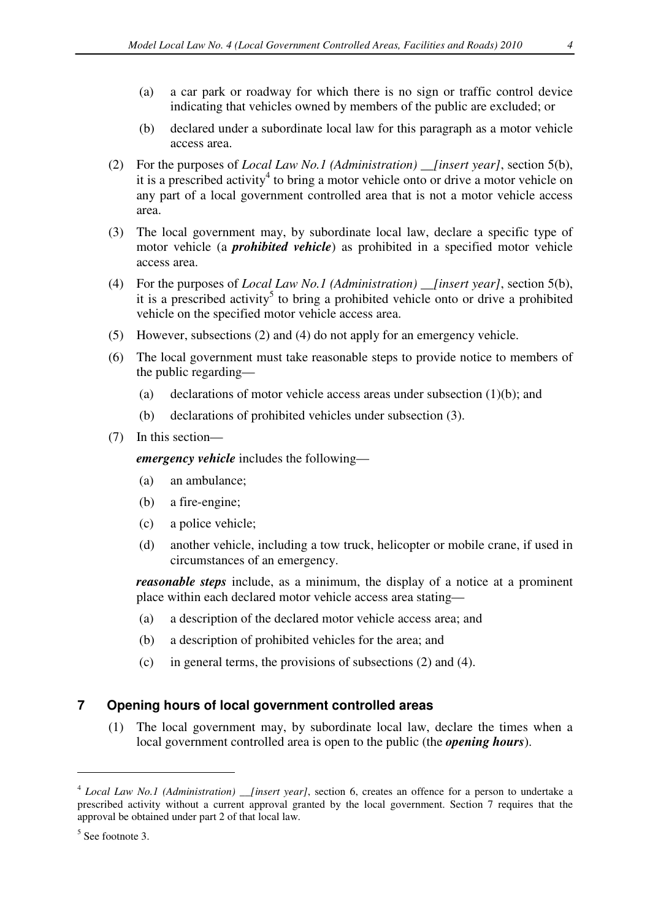(a) a car park or roadway for which there is no sign or traffic control device indicating that vehicles owned by members of the public are excluded; or

(b) declared under a subordinate local law for this paragraph as a motor vehicle access area.

(2) For the purposes of *Local Law No.1 (Administration) __[insert year]*, section 5(b), it is a prescribed activity[4] to bring a motor vehicle onto or drive a motor vehicle on any part of a local government controlled area that is not a motor vehicle access area.

(3) The local government may, by subordinate local law, declare a specific type of motor vehicle (a ***prohibited vehicle***) as prohibited in a specified motor vehicle access area.

(4) For the purposes of *Local Law No.1 (Administration) __[insert year]*, section 5(b), it is a prescribed activity[5] to bring a prohibited vehicle onto or drive a prohibited vehicle on the specified motor vehicle access area.

(5) However, subsections (2) and (4) do not apply for an emergency vehicle.

(6) The local government must take reasonable steps to provide notice to members of the public regarding—

(a) declarations of motor vehicle access areas under subsection (1)(b); and

(b) declarations of prohibited vehicles under subsection (3).

(7) In this section—

***emergency vehicle*** includes the following—

(a) an ambulance;

(b) a fire-engine;

(c) a police vehicle;

(d) another vehicle, including a tow truck, helicopter or mobile crane, if used in circumstances of an emergency.

***reasonable steps*** include, as a minimum, the display of a notice at a prominent place within each declared motor vehicle access area stating—

(a) a description of the declared motor vehicle access area; and

(b) a description of prohibited vehicles for the area; and

(c) in general terms, the provisions of subsections (2) and (4).

## 7 Opening hours of local government controlled areas

(1) The local government may, by subordinate local law, declare the times when a local government controlled area is open to the public (the ***opening hours***).

---

[4] *Local Law No.1 (Administration) __[insert year]*, section 6, creates an offence for a person to undertake a prescribed activity without a current approval granted by the local government. Section 7 requires that the approval be obtained under part 2 of that local law.

[5] See footnote 3.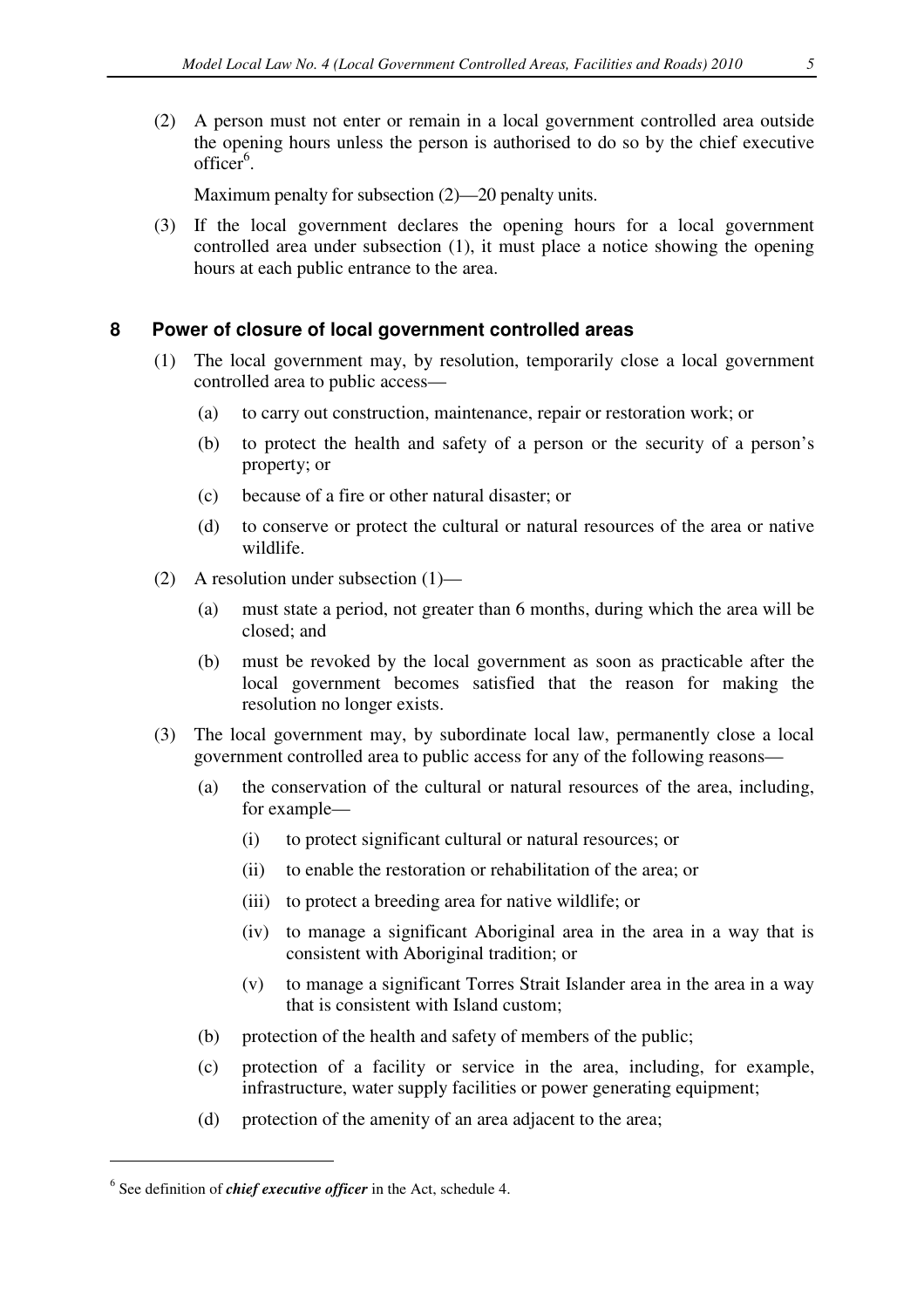(2) A person must not enter or remain in a local government controlled area outside the opening hours unless the person is authorised to do so by the chief executive officer[6].

Maximum penalty for subsection (2)—20 penalty units.

(3) If the local government declares the opening hours for a local government controlled area under subsection (1), it must place a notice showing the opening hours at each public entrance to the area.

### 8 Power of closure of local government controlled areas

(1) The local government may, by resolution, temporarily close a local government controlled area to public access—

- (a) to carry out construction, maintenance, repair or restoration work; or
- (b) to protect the health and safety of a person or the security of a person's property; or
- (c) because of a fire or other natural disaster; or
- (d) to conserve or protect the cultural or natural resources of the area or native wildlife.

(2) A resolution under subsection (1)—

- (a) must state a period, not greater than 6 months, during which the area will be closed; and
- (b) must be revoked by the local government as soon as practicable after the local government becomes satisfied that the reason for making the resolution no longer exists.

(3) The local government may, by subordinate local law, permanently close a local government controlled area to public access for any of the following reasons—

- (a) the conservation of the cultural or natural resources of the area, including, for example—
  - (i) to protect significant cultural or natural resources; or
  - (ii) to enable the restoration or rehabilitation of the area; or
  - (iii) to protect a breeding area for native wildlife; or
  - (iv) to manage a significant Aboriginal area in the area in a way that is consistent with Aboriginal tradition; or
  - (v) to manage a significant Torres Strait Islander area in the area in a way that is consistent with Island custom;
- (b) protection of the health and safety of members of the public;
- (c) protection of a facility or service in the area, including, for example, infrastructure, water supply facilities or power generating equipment;
- (d) protection of the amenity of an area adjacent to the area;

---

[6] See definition of ***chief executive officer*** in the Act, schedule 4.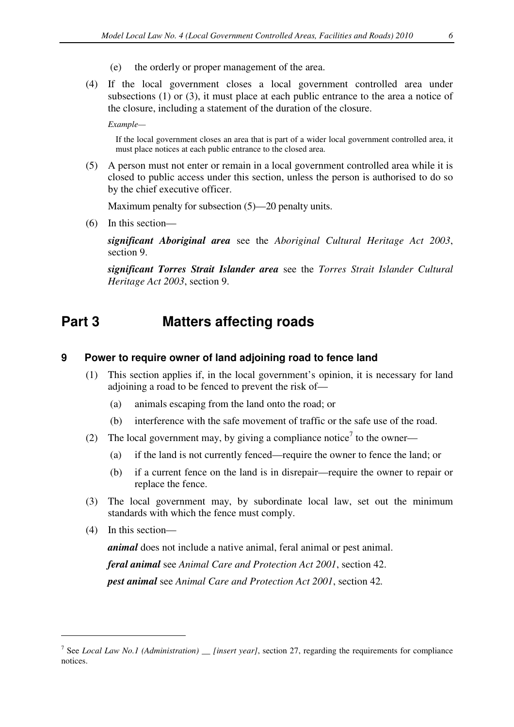(e) the orderly or proper management of the area.

(4) If the local government closes a local government controlled area under subsections (1) or (3), it must place at each public entrance to the area a notice of the closure, including a statement of the duration of the closure.

*Example—*

If the local government closes an area that is part of a wider local government controlled area, it must place notices at each public entrance to the closed area.

(5) A person must not enter or remain in a local government controlled area while it is closed to public access under this section, unless the person is authorised to do so by the chief executive officer.

Maximum penalty for subsection (5)—20 penalty units.

(6) In this section—

***significant Aboriginal area*** see the *Aboriginal Cultural Heritage Act 2003*, section 9.

***significant Torres Strait Islander area*** see the *Torres Strait Islander Cultural Heritage Act 2003*, section 9.

# Part 3 Matters affecting roads

## 9 Power to require owner of land adjoining road to fence land

(1) This section applies if, in the local government's opinion, it is necessary for land adjoining a road to be fenced to prevent the risk of—

(a) animals escaping from the land onto the road; or

(b) interference with the safe movement of traffic or the safe use of the road.

(2) The local government may, by giving a compliance notice[7] to the owner—

(a) if the land is not currently fenced—require the owner to fence the land; or

(b) if a current fence on the land is in disrepair—require the owner to repair or replace the fence.

(3) The local government may, by subordinate local law, set out the minimum standards with which the fence must comply.

(4) In this section—

***animal*** does not include a native animal, feral animal or pest animal.

***feral animal*** see *Animal Care and Protection Act 2001*, section 42.

***pest animal*** see *Animal Care and Protection Act 2001*, section 42.

---

[7] See *Local Law No.1 (Administration) __ [insert year]*, section 27, regarding the requirements for compliance notices.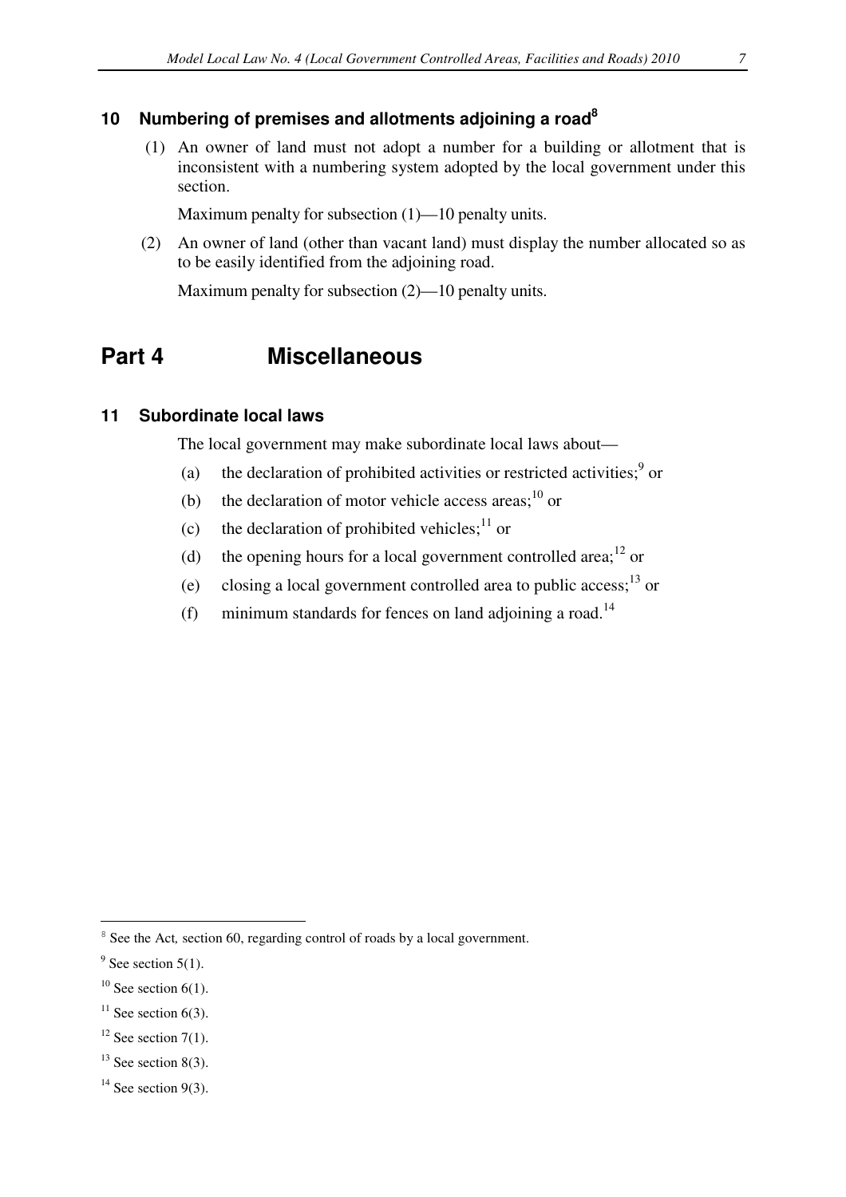### 10 Numbering of premises and allotments adjoining a road[8]

(1) An owner of land must not adopt a number for a building or allotment that is inconsistent with a numbering system adopted by the local government under this section.

Maximum penalty for subsection (1)—10 penalty units.

(2) An owner of land (other than vacant land) must display the number allocated so as to be easily identified from the adjoining road.

Maximum penalty for subsection (2)—10 penalty units.

## Part 4 Miscellaneous

### 11 Subordinate local laws

The local government may make subordinate local laws about—

(a) the declaration of prohibited activities or restricted activities;[9] or

(b) the declaration of motor vehicle access areas;[10] or

(c) the declaration of prohibited vehicles;[11] or

(d) the opening hours for a local government controlled area;[12] or

(e) closing a local government controlled area to public access;[13] or

(f) minimum standards for fences on land adjoining a road.[14]

---

[8] See the Act, section 60, regarding control of roads by a local government.

[9] See section 5(1).

[10] See section 6(1).

[11] See section 6(3).

[12] See section 7(1).

[13] See section 8(3).

[14] See section 9(3).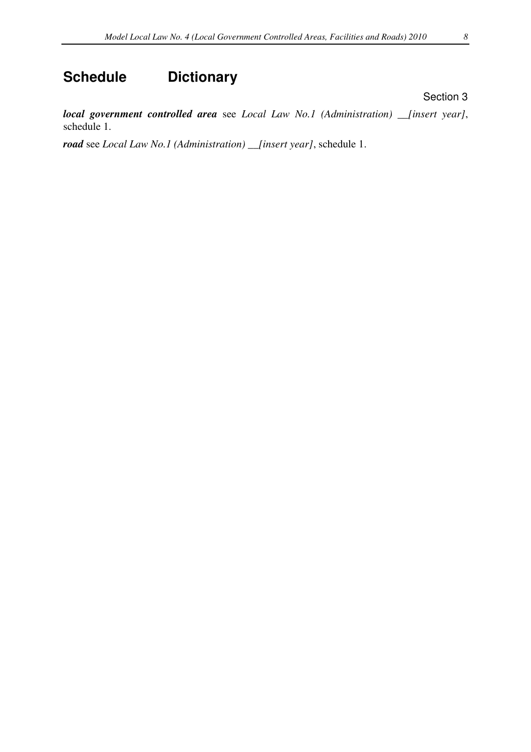# Schedule Dictionary

Section 3

***local government controlled area*** see *Local Law No.1 (Administration) __[insert year]*, schedule 1.

***road*** see *Local Law No.1 (Administration) __[insert year]*, schedule 1.